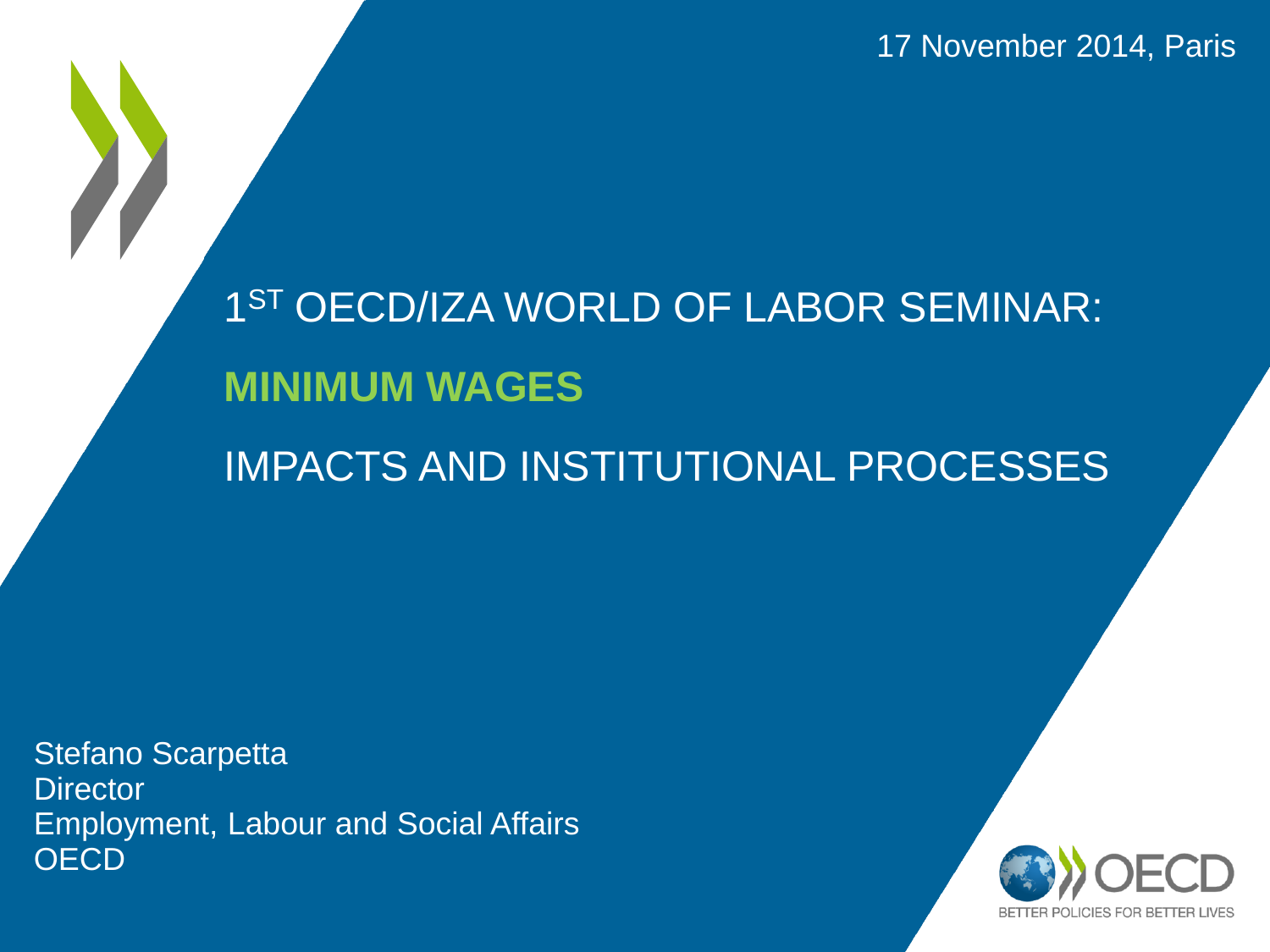17 November 2014, Paris

# 1ST OECD/IZA WORLD OF LABOR SEMINAR:

# **MINIMUM WAGES**

# IMPACTS AND INSTITUTIONAL PROCESSES

Stefano Scarpetta
Director
Employment, Labour and Social Affairs
OECD

OECD
BETTER POLICIES FOR BETTER LIVES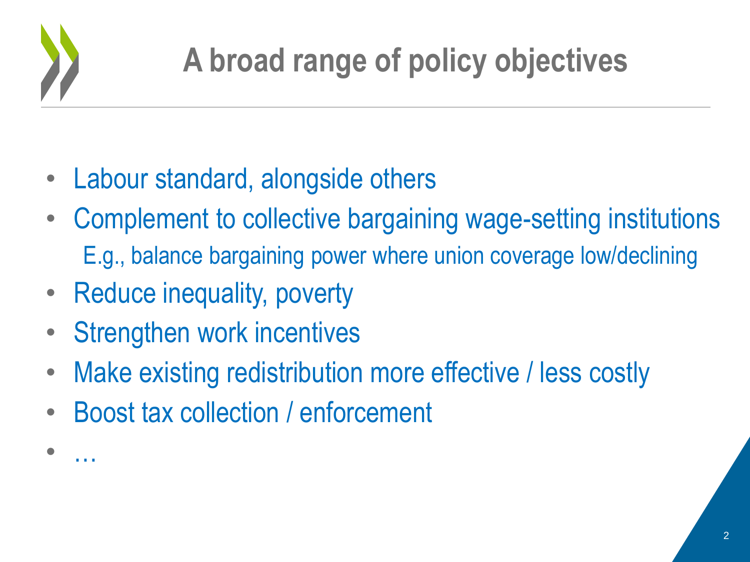# A broad range of policy objectives

- Labour standard, alongside others
- Complement to collective bargaining wage-setting institutions
  - E.g., balance bargaining power where union coverage low/declining
- Reduce inequality, poverty
- Strengthen work incentives
- Make existing redistribution more effective / less costly
- Boost tax collection / enforcement
- …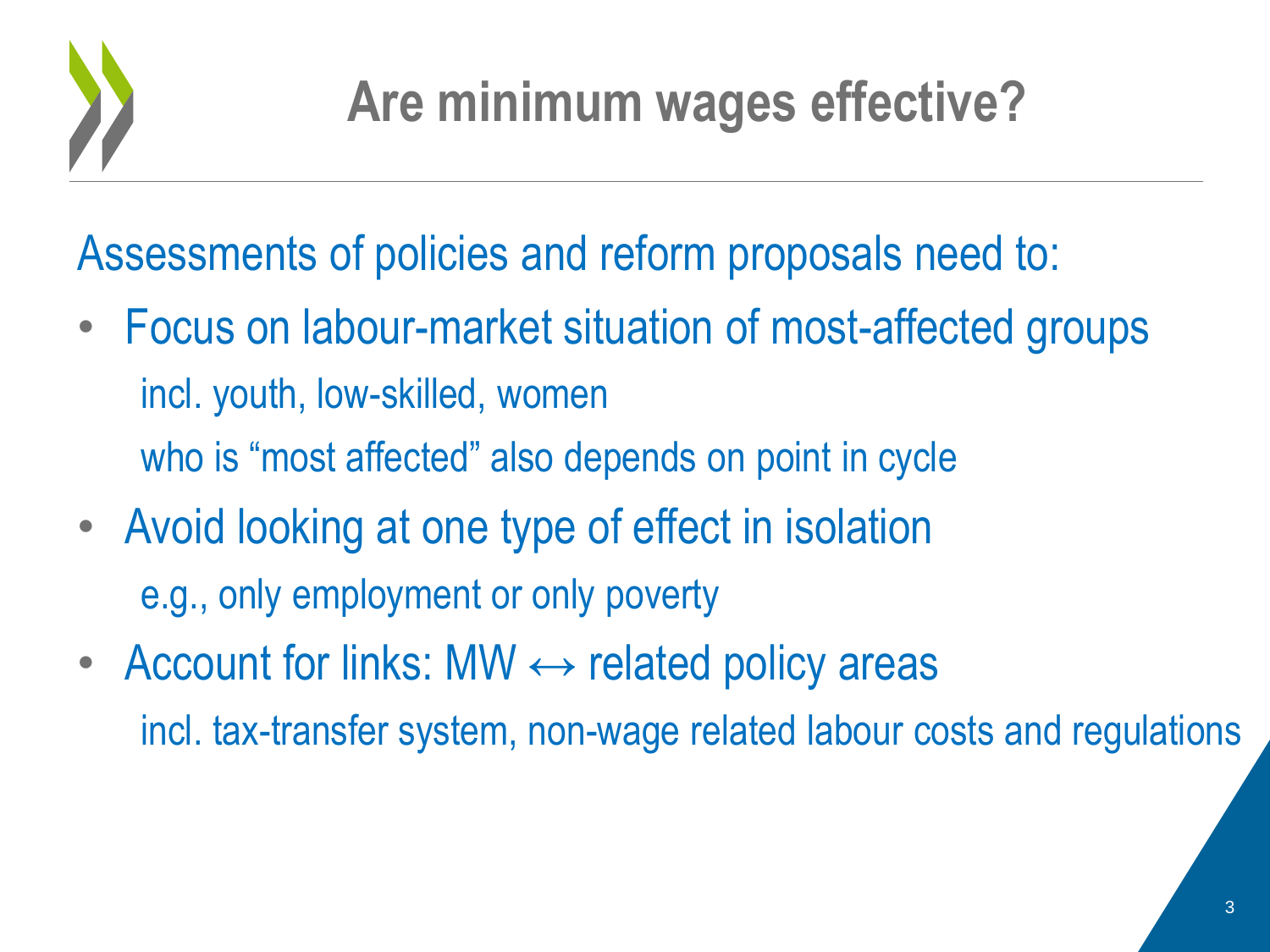# Are minimum wages effective?

Assessments of policies and reform proposals need to:

- Focus on labour-market situation of most-affected groups
  - incl. youth, low-skilled, women
  - who is "most affected" also depends on point in cycle
- Avoid looking at one type of effect in isolation
  - e.g., only employment or only poverty
- Account for links: MW $\leftrightarrow$ related policy areas
  - incl. tax-transfer system, non-wage related labour costs and regulations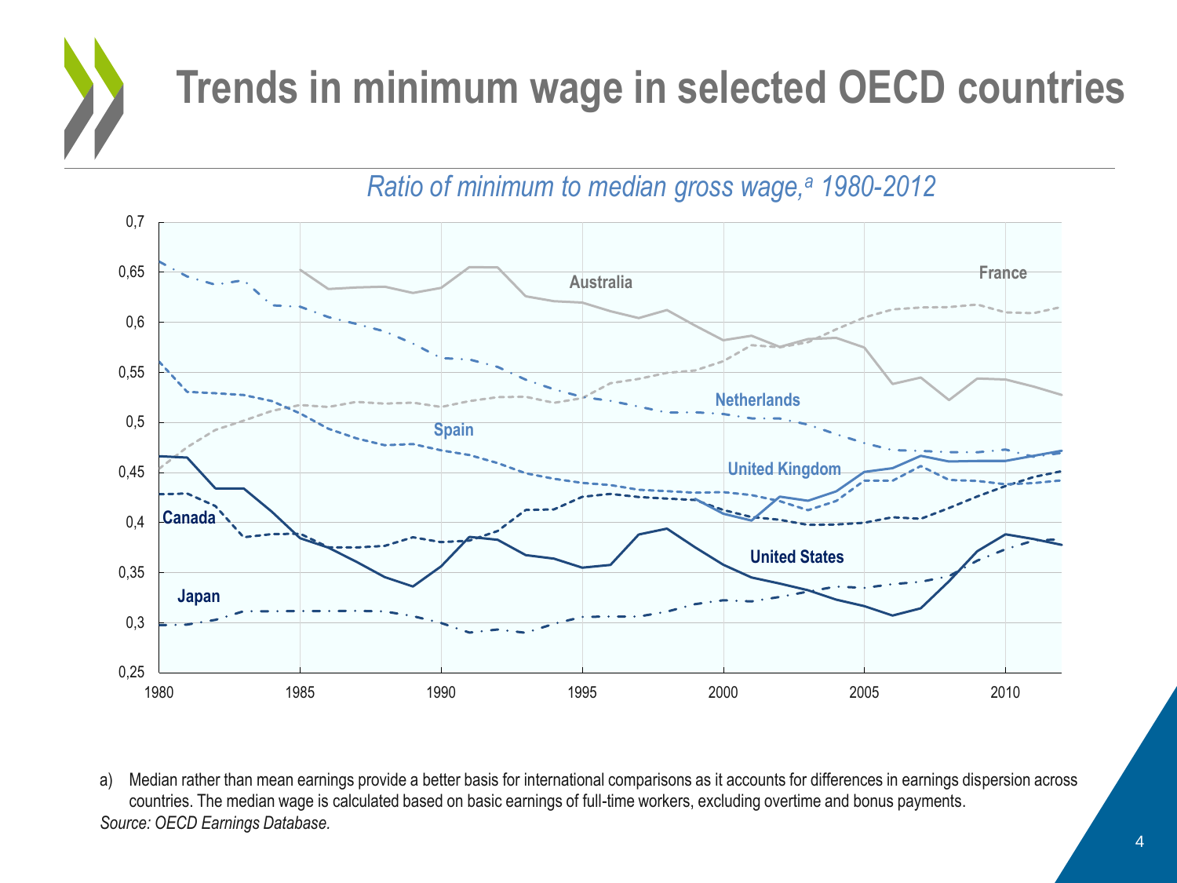# Trends in minimum wage in selected OECD countries

*Ratio of minimum to median gross wage,[a] 1980-2012*

a) Median rather than mean earnings provide a better basis for international comparisons as it accounts for differences in earnings dispersion across countries. The median wage is calculated based on basic earnings of full-time workers, excluding overtime and bonus payments.

*Source: OECD Earnings Database.*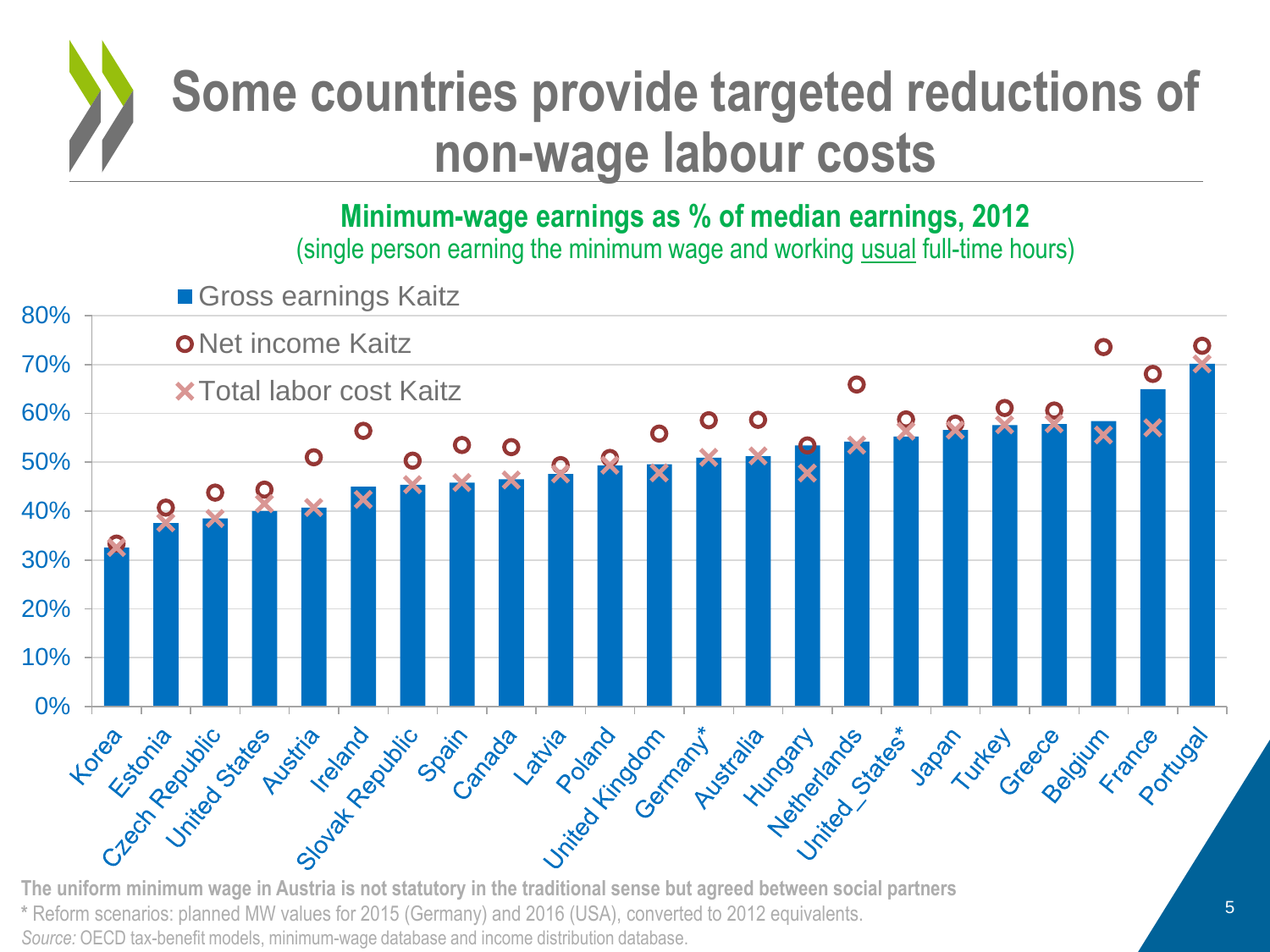# Some countries provide targeted reductions of non-wage labour costs

**Minimum-wage earnings as % of median earnings, 2012**
(single person earning the minimum wage and working usual full-time hours)

| Country | Gross earnings Kaitz | Net income Kaitz | Total labor cost Kaitz |
|---|---|---|---|
| Korea | 33% | 33% | 33% |
| Estonia | 38% | 41% | 38% |
| Czech Republic | 39% | 44% | 39% |
| United States | 40% | 44% | 42% |
| Austria | 41% | 51% | 41% |
| Ireland | 45% | 56% | 42% |
| Slovak Republic | 45% | 50% | 45% |
| Spain | 46% | 54% | 46% |
| Canada | 46% | 53% | 46% |
| Latvia | 48% | 49% | 48% |
| Poland | 49% | 51% | 49% |
| United Kingdom | 50% | 56% | 48% |
| Germany* | 51% | 59% | 51% |
| Australia | 51% | 59% | 51% |
| Hungary | 53% | 53% | 48% |
| Netherlands | 54% | 66% | 53% |
| United_States* | 55% | 59% | 56% |
| Japan | 57% | 58% | 57% |
| Turkey | 58% | 61% | 58% |
| Greece | 58% | 61% | 58% |
| Belgium | 58% | 74% | 56% |
| France | 65% | 68% | 57% |
| Portugal | 70% | 74% | 70% |

**The uniform minimum wage in Austria is not statutory in the traditional sense but agreed between social partners**

* Reform scenarios: planned MW values for 2015 (Germany) and 2016 (USA), converted to 2012 equivalents.

*Source:* OECD tax-benefit models, minimum-wage database and income distribution database.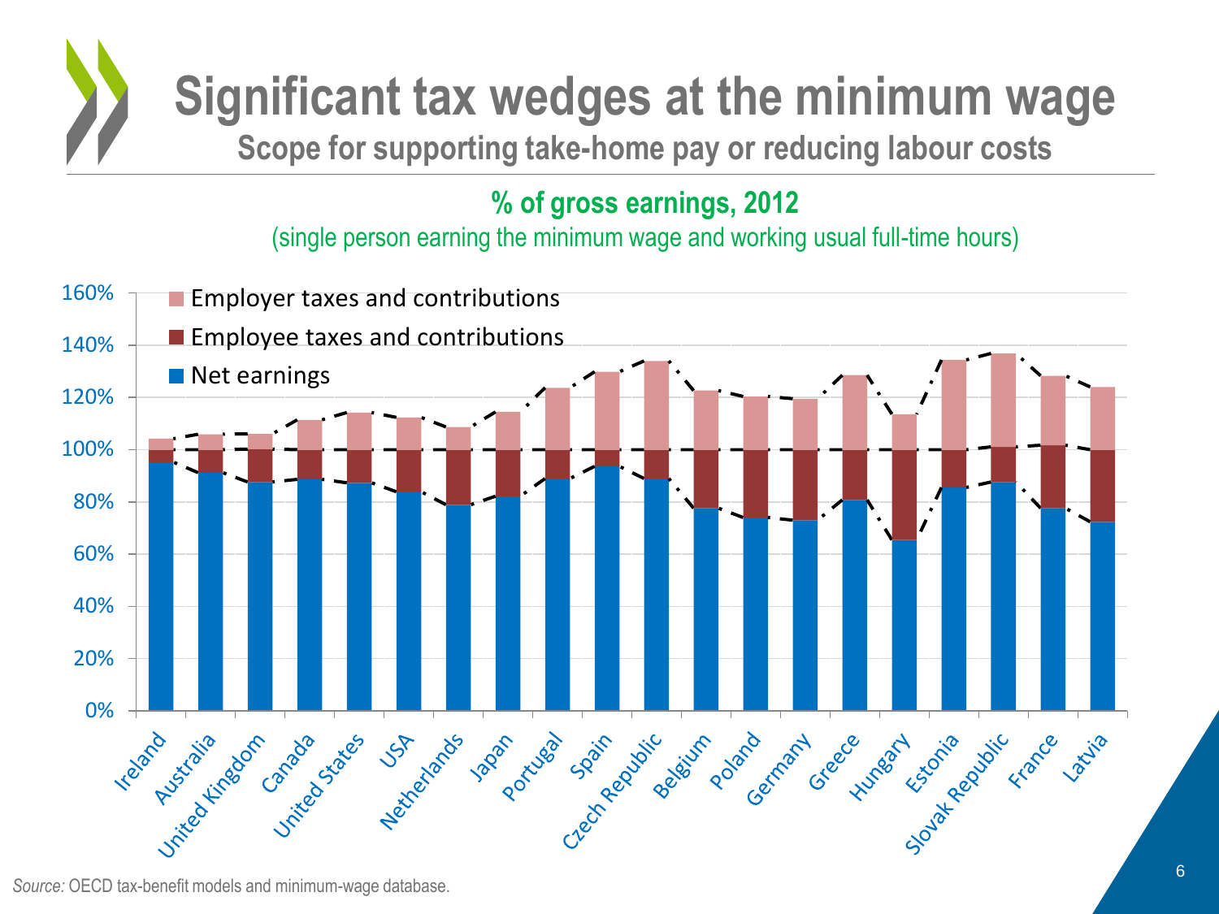# Significant tax wedges at the minimum wage

## Scope for supporting take-home pay or reducing labour costs

**% of gross earnings, 2012**

(single person earning the minimum wage and working usual full-time hours)

*Source:* OECD tax-benefit models and minimum-wage database.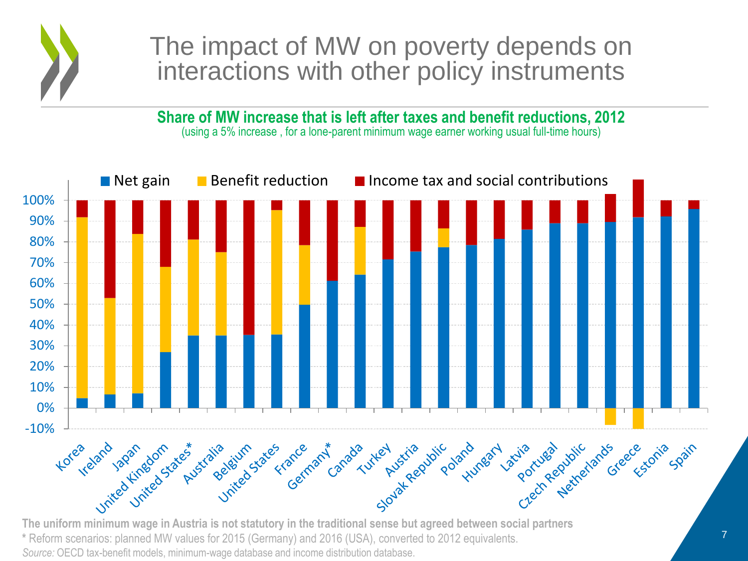# The impact of MW on poverty depends on interactions with other policy instruments

**Share of MW increase that is left after taxes and benefit reductions, 2012**

(using a 5% increase , for a lone-parent minimum wage earner working usual full-time hours)

**The uniform minimum wage in Austria is not statutory in the traditional sense but agreed between social partners**

\* Reform scenarios: planned MW values for 2015 (Germany) and 2016 (USA), converted to 2012 equivalents.

*Source:* OECD tax-benefit models, minimum-wage database and income distribution database.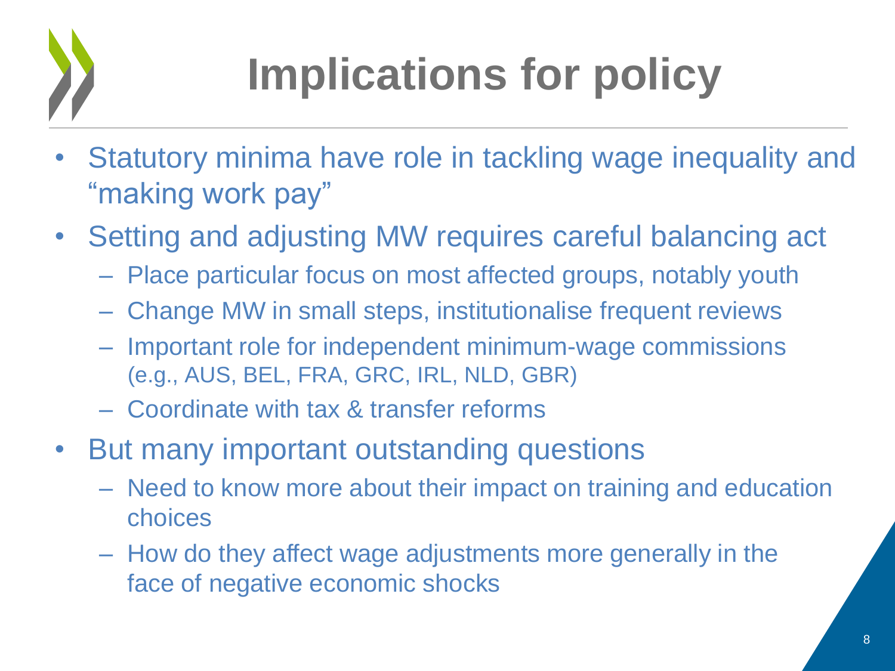# Implications for policy

- Statutory minima have role in tackling wage inequality and "making work pay"
- Setting and adjusting MW requires careful balancing act
  - Place particular focus on most affected groups, notably youth
  - Change MW in small steps, institutionalise frequent reviews
  - Important role for independent minimum-wage commissions (e.g., AUS, BEL, FRA, GRC, IRL, NLD, GBR)
  - Coordinate with tax & transfer reforms
- But many important outstanding questions
  - Need to know more about their impact on training and education choices
  - How do they affect wage adjustments more generally in the face of negative economic shocks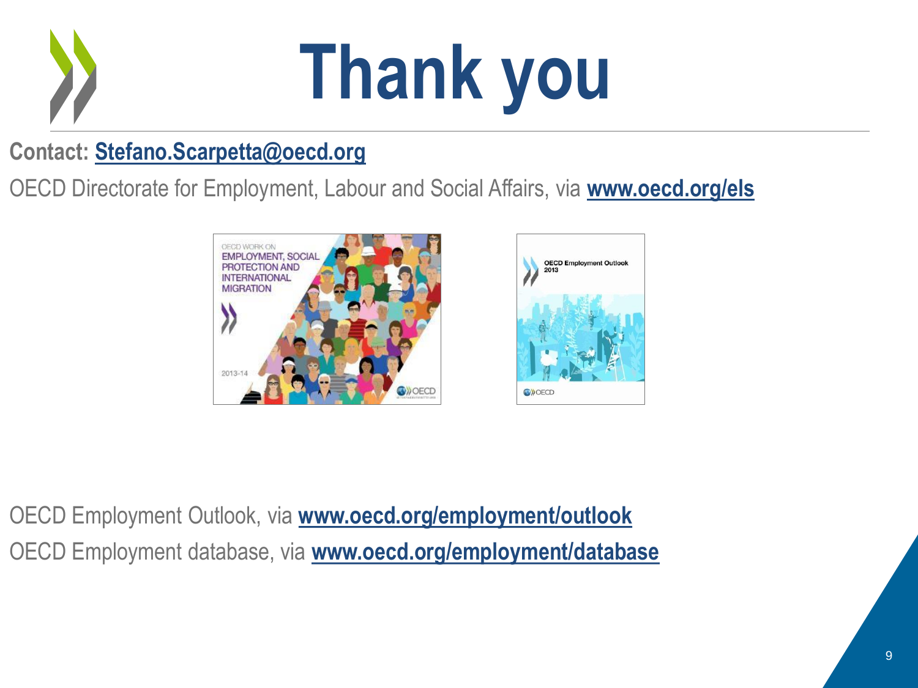# Thank you

**Contact:** **Stefano.Scarpetta@oecd.org**

OECD Directorate for Employment, Labour and Social Affairs, via **www.oecd.org/els**

OECD Employment Outlook, via **www.oecd.org/employment/outlook**

OECD Employment database, via **www.oecd.org/employment/database**